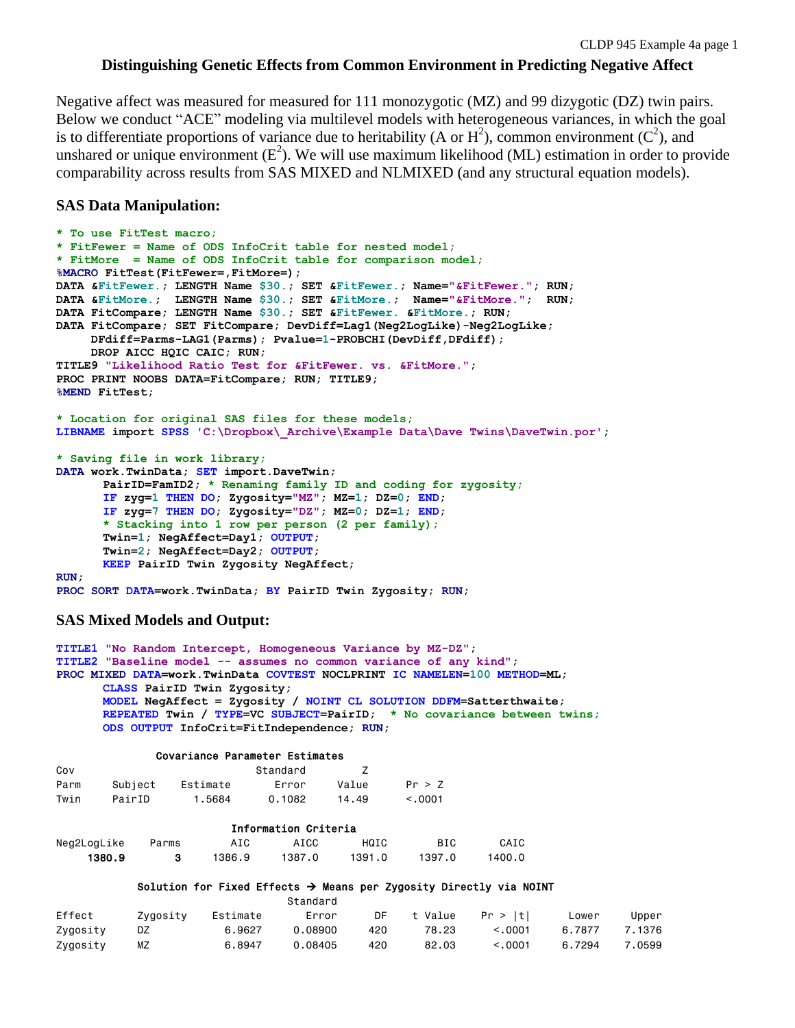# Distinguishing Genetic Effects from Common Environment in Predicting Negative Affect

Negative affect was measured for measured for 111 monozygotic (MZ) and 99 dizygotic (DZ) twin pairs. Below we conduct "ACE" modeling via multilevel models with heterogeneous variances, in which the goal is to differentiate proportions of variance due to heritability (A or $H^2$), common environment ($C^2$), and unshared or unique environment ($E^2$). We will use maximum likelihood (ML) estimation in order to provide comparability across results from SAS MIXED and NLMIXED (and any structural equation models).

## SAS Data Manipulation:

```
* To use FitTest macro;
* FitFewer = Name of ODS InfoCrit table for nested model;
* FitMore  = Name of ODS InfoCrit table for comparison model;
%MACRO FitTest(FitFewer=,FitMore=);
DATA &FitFewer.; LENGTH Name $30.; SET &FitFewer.; Name="&FitFewer."; RUN;
DATA &FitMore.;  LENGTH Name $30.; SET &FitMore.;  Name="&FitMore.";  RUN;
DATA FitCompare; LENGTH Name $30.; SET &FitFewer. &FitMore.; RUN;
DATA FitCompare; SET FitCompare; DevDiff=Lag1(Neg2LogLike)-Neg2LogLike;
     DFdiff=Parms-LAG1(Parms); Pvalue=1-PROBCHI(DevDiff,DFdiff);
     DROP AICC HQIC CAIC; RUN;
TITLE9 "Likelihood Ratio Test for &FitFewer. vs. &FitMore.";
PROC PRINT NOOBS DATA=FitCompare; RUN; TITLE9;
%MEND FitTest;

* Location for original SAS files for these models;
LIBNAME import SPSS 'C:\Dropbox\_Archive\Example Data\Dave Twins\DaveTwin.por';

* Saving file in work library;
DATA work.TwinData; SET import.DaveTwin;
      PairID=FamID2; * Renaming family ID and coding for zygosity;
      IF zyg=1 THEN DO; Zygosity="MZ"; MZ=1; DZ=0; END;
      IF zyg=7 THEN DO; Zygosity="DZ"; MZ=0; DZ=1; END;
      * Stacking into 1 row per person (2 per family);
      Twin=1; NegAffect=Day1; OUTPUT;
      Twin=2; NegAffect=Day2; OUTPUT;
      KEEP PairID Twin Zygosity NegAffect;
RUN;
PROC SORT DATA=work.TwinData; BY PairID Twin Zygosity; RUN;
```

## SAS Mixed Models and Output:

```
TITLE1 "No Random Intercept, Homogeneous Variance by MZ-DZ";
TITLE2 "Baseline model -- assumes no common variance of any kind";
PROC MIXED DATA=work.TwinData COVTEST NOCLPRINT IC NAMELEN=100 METHOD=ML;
      CLASS PairID Twin Zygosity;
      MODEL NegAffect = Zygosity / NOINT CL SOLUTION DDFM=Satterthwaite;
      REPEATED Twin / TYPE=VC SUBJECT=PairID;  * No covariance between twins;
      ODS OUTPUT InfoCrit=FitIndependence; RUN;
```

**Covariance Parameter Estimates**

| Cov Parm | Subject | Estimate | Standard Error | Z Value | Pr > Z |
|---|---|---|---|---|---|
| Twin | PairID | 1.5684 | 0.1082 | 14.49 | <.0001 |

**Information Criteria**

| Neg2LogLike | Parms | AIC | AICC | HQIC | BIC | CAIC |
|---|---|---|---|---|---|---|
| **1380.9** | **3** | 1386.9 | 1387.0 | 1391.0 | 1397.0 | 1400.0 |

**Solution for Fixed Effects → Means per Zygosity Directly via NOINT**

| Effect | Zygosity | Estimate | Standard Error | DF | t Value | Pr > \|t\| | Lower | Upper |
|---|---|---|---|---|---|---|---|---|
| Zygosity | DZ | 6.9627 | 0.08900 | 420 | 78.23 | <.0001 | 6.7877 | 7.1376 |
| Zygosity | MZ | 6.8947 | 0.08405 | 420 | 82.03 | <.0001 | 6.7294 | 7.0599 |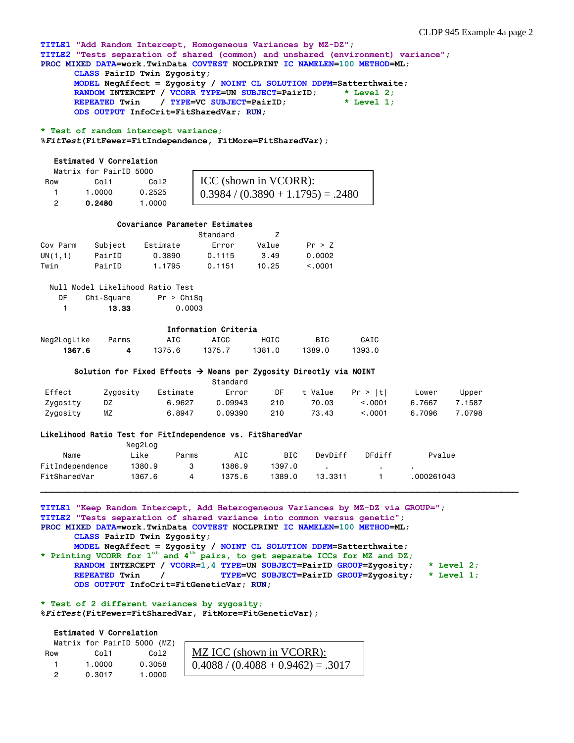```
TITLE1 "Add Random Intercept, Homogeneous Variances by MZ-DZ";
TITLE2 "Tests separation of shared (common) and unshared (environment) variance";
PROC MIXED DATA=work.TwinData COVTEST NOCLPRINT IC NAMELEN=100 METHOD=ML;
      CLASS PairID Twin Zygosity;
      MODEL NegAffect = Zygosity / NOINT CL SOLUTION DDFM=Satterthwaite;
      RANDOM INTERCEPT / VCORR TYPE=UN SUBJECT=PairID;      * Level 2;
      REPEATED Twin    / TYPE=VC SUBJECT=PairID;            * Level 1;
      ODS OUTPUT InfoCrit=FitSharedVar; RUN;

* Test of random intercept variance;
%FitTest(FitFewer=FitIndependence, FitMore=FitSharedVar);
```

**Estimated V Correlation Matrix for PairID 5000**

| Row | Col1 | Col2 |
|---|---|---|
| 1 | 1.0000 | 0.2525 |
| 2 | **0.2480** | 1.0000 |

ICC (shown in VCORR):
0.3984 / (0.3890 + 1.1795) = .2480

**Covariance Parameter Estimates**

| Cov Parm | Subject | Estimate | Standard Error | Z Value | Pr > Z |
|---|---|---|---|---|---|
| UN(1,1) | PairID | 0.3890 | 0.1115 | 3.49 | 0.0002 |
| Twin | PairID | 1.1795 | 0.1151 | 10.25 | <.0001 |

**Null Model Likelihood Ratio Test**

| DF | Chi-Square | Pr > ChiSq |
|---|---|---|
| 1 | **13.33** | 0.0003 |

**Information Criteria**

| Neg2LogLike | Parms | AIC | AICC | HQIC | BIC | CAIC |
|---|---|---|---|---|---|---|
| **1367.6** | **4** | 1375.6 | 1375.7 | 1381.0 | 1389.0 | 1393.0 |

**Solution for Fixed Effects → Means per Zygosity Directly via NOINT**

| Effect | Zygosity | Estimate | Standard Error | DF | t Value | Pr > \|t\| | Lower | Upper |
|---|---|---|---|---|---|---|---|---|
| Zygosity | DZ | 6.9627 | 0.09943 | 210 | 70.03 | <.0001 | 6.7667 | 7.1587 |
| Zygosity | MZ | 6.8947 | 0.09390 | 210 | 73.43 | <.0001 | 6.7096 | 7.0798 |

**Likelihood Ratio Test for FitIndependence vs. FitSharedVar**

| Name | Neg2Log Like | Parms | AIC | BIC | DevDiff | DFdiff | Pvalue |
|---|---|---|---|---|---|---|---|
| FitIndependence | 1380.9 | 3 | 1386.9 | 1397.0 | . | . | . |
| FitSharedVar | 1367.6 | 4 | 1375.6 | 1389.0 | 13.3311 | 1 | .000261043 |

---

```
TITLE1 "Keep Random Intercept, Add Heterogeneous Variances by MZ-DZ via GROUP=";
TITLE2 "Tests separation of shared variance into common versus genetic";
PROC MIXED DATA=work.TwinData COVTEST NOCLPRINT IC NAMELEN=100 METHOD=ML;
      CLASS PairID Twin Zygosity;
      MODEL NegAffect = Zygosity / NOINT CL SOLUTION DDFM=Satterthwaite;
* Printing VCORR for 1st and 4th pairs, to get separate ICCs for MZ and DZ;
      RANDOM INTERCEPT / VCORR=1,4 TYPE=UN SUBJECT=PairID GROUP=Zygosity;   * Level 2;
      REPEATED Twin    /           TYPE=VC SUBJECT=PairID GROUP=Zygosity;   * Level 1;
      ODS OUTPUT InfoCrit=FitGeneticVar; RUN;

* Test of 2 different variances by zygosity;
%FitTest(FitFewer=FitSharedVar, FitMore=FitGeneticVar);
```

**Estimated V Correlation Matrix for PairID 5000 (MZ)**

| Row | Col1 | Col2 |
|---|---|---|
| 1 | 1.0000 | 0.3058 |
| 2 | 0.3017 | 1.0000 |

MZ ICC (shown in VCORR):
0.4088 / (0.4088 + 0.9462) = .3017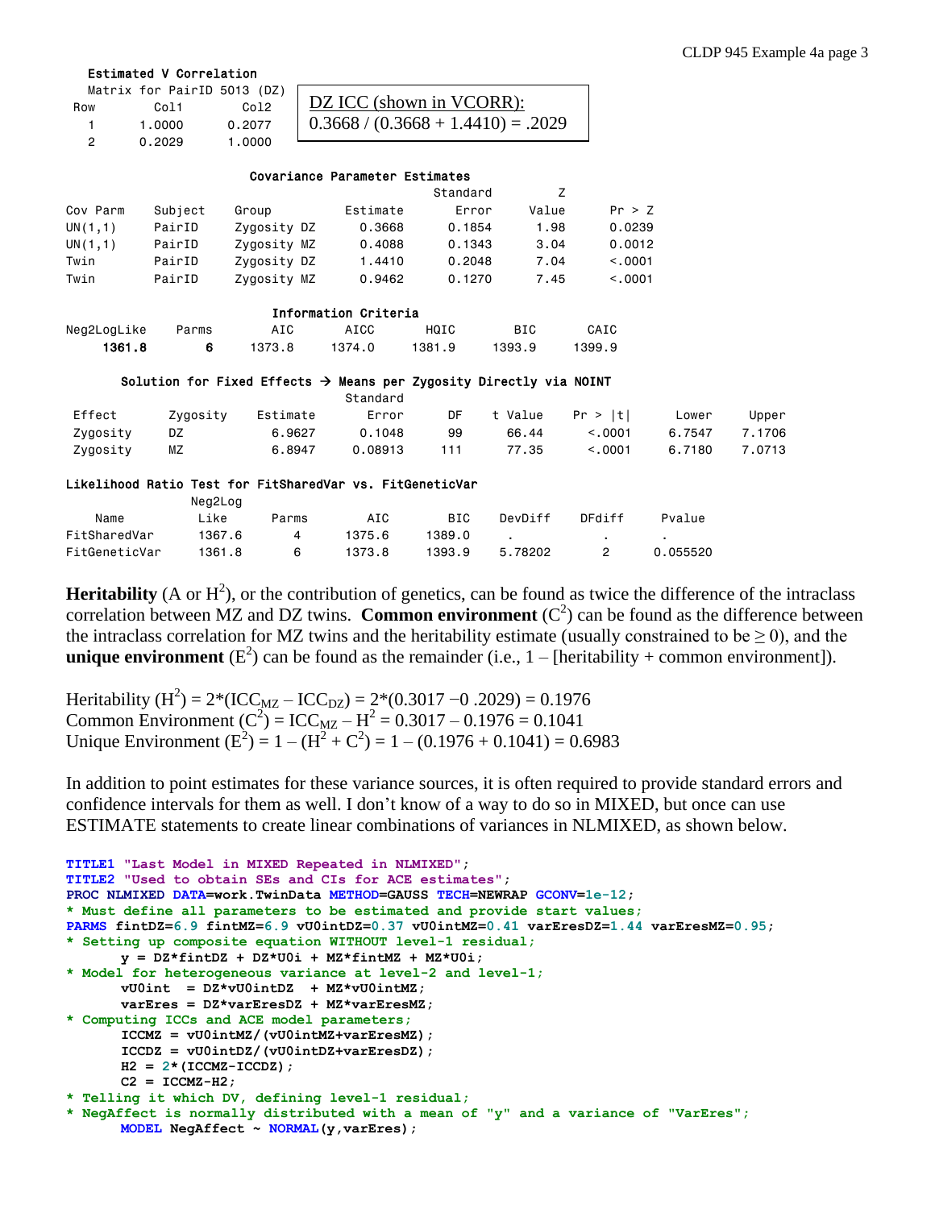**Estimated V Correlation Matrix for PairID 5013 (DZ)**

| Row | Col1 | Col2 |
|---|---|---|
| 1 | 1.0000 | 0.2077 |
| 2 | 0.2029 | 1.0000 |

DZ ICC (shown in VCORR):
0.3668 / (0.3668 + 1.4410) = .2029

**Covariance Parameter Estimates**

| Cov Parm | Subject | Group | Estimate | Standard Error | Z Value | Pr > Z |
|---|---|---|---|---|---|---|
| UN(1,1) | PairID | Zygosity DZ | 0.3668 | 0.1854 | 1.98 | 0.0239 |
| UN(1,1) | PairID | Zygosity MZ | 0.4088 | 0.1343 | 3.04 | 0.0012 |
| Twin | PairID | Zygosity DZ | 1.4410 | 0.2048 | 7.04 | <.0001 |
| Twin | PairID | Zygosity MZ | 0.9462 | 0.1270 | 7.45 | <.0001 |

**Information Criteria**

| Neg2LogLike | Parms | AIC | AICC | HQIC | BIC | CAIC |
|---|---|---|---|---|---|---|
| **1361.8** | **6** | 1373.8 | 1374.0 | 1381.9 | 1393.9 | 1399.9 |

**Solution for Fixed Effects → Means per Zygosity Directly via NOINT**

| Effect | Zygosity | Estimate | Standard Error | DF | t Value | Pr > \|t\| | Lower | Upper |
|---|---|---|---|---|---|---|---|---|
| Zygosity | DZ | 6.9627 | 0.1048 | 99 | 66.44 | <.0001 | 6.7547 | 7.1706 |
| Zygosity | MZ | 6.8947 | 0.08913 | 111 | 77.35 | <.0001 | 6.7180 | 7.0713 |

**Likelihood Ratio Test for FitSharedVar vs. FitGeneticVar**

| Name | Neg2Log Like | Parms | AIC | BIC | DevDiff | DFdiff | Pvalue |
|---|---|---|---|---|---|---|---|
| FitSharedVar | 1367.6 | 4 | 1375.6 | 1389.0 | . | . | . |
| FitGeneticVar | 1361.8 | 6 | 1373.8 | 1393.9 | 5.78202 | 2 | 0.055520 |

**Heritability** (A or $H^2$), or the contribution of genetics, can be found as twice the difference of the intraclass correlation between MZ and DZ twins. **Common environment** ($C^2$) can be found as the difference between the intraclass correlation for MZ twins and the heritability estimate (usually constrained to be ≥ 0), and the **unique environment** ($E^2$) can be found as the remainder (i.e., 1 – [heritability + common environment]).

Heritability ($H^2$) = $2*(ICC_{MZ} – ICC_{DZ})$ = 2*(0.3017 −0 .2029) = 0.1976
Common Environment ($C^2$) = $ICC_{MZ} – H^2$ = 0.3017 – 0.1976 = 0.1041
Unique Environment ($E^2$) = 1 – ($H^2$ + $C^2$) = 1 – (0.1976 + 0.1041) = 0.6983

In addition to point estimates for these variance sources, it is often required to provide standard errors and confidence intervals for them as well. I don't know of a way to do so in MIXED, but once can use ESTIMATE statements to create linear combinations of variances in NLMIXED, as shown below.

```
TITLE1 "Last Model in MIXED Repeated in NLMIXED";
TITLE2 "Used to obtain SEs and CIs for ACE estimates";
PROC NLMIXED DATA=work.TwinData METHOD=GAUSS TECH=NEWRAP GCONV=1e-12;
* Must define all parameters to be estimated and provide start values;
PARMS fintDZ=6.9 fintMZ=6.9 vU0intDZ=0.37 vU0intMZ=0.41 varEresDZ=1.44 varEresMZ=0.95;
* Setting up composite equation WITHOUT level-1 residual;
      y = DZ*fintDZ + DZ*U0i + MZ*fintMZ + MZ*U0i;
* Model for heterogeneous variance at level-2 and level-1;
      vU0int  = DZ*vU0intDZ  + MZ*vU0intMZ;
      varEres = DZ*varEresDZ + MZ*varEresMZ;
* Computing ICCs and ACE model parameters;
      ICCMZ = vU0intMZ/(vU0intMZ+varEresMZ);
      ICCDZ = vU0intDZ/(vU0intDZ+varEresDZ);
      H2 = 2*(ICCMZ-ICCDZ);
      C2 = ICCMZ-H2;
* Telling it which DV, defining level-1 residual;
* NegAffect is normally distributed with a mean of "y" and a variance of "VarEres";
      MODEL NegAffect ~ NORMAL(y,varEres);
```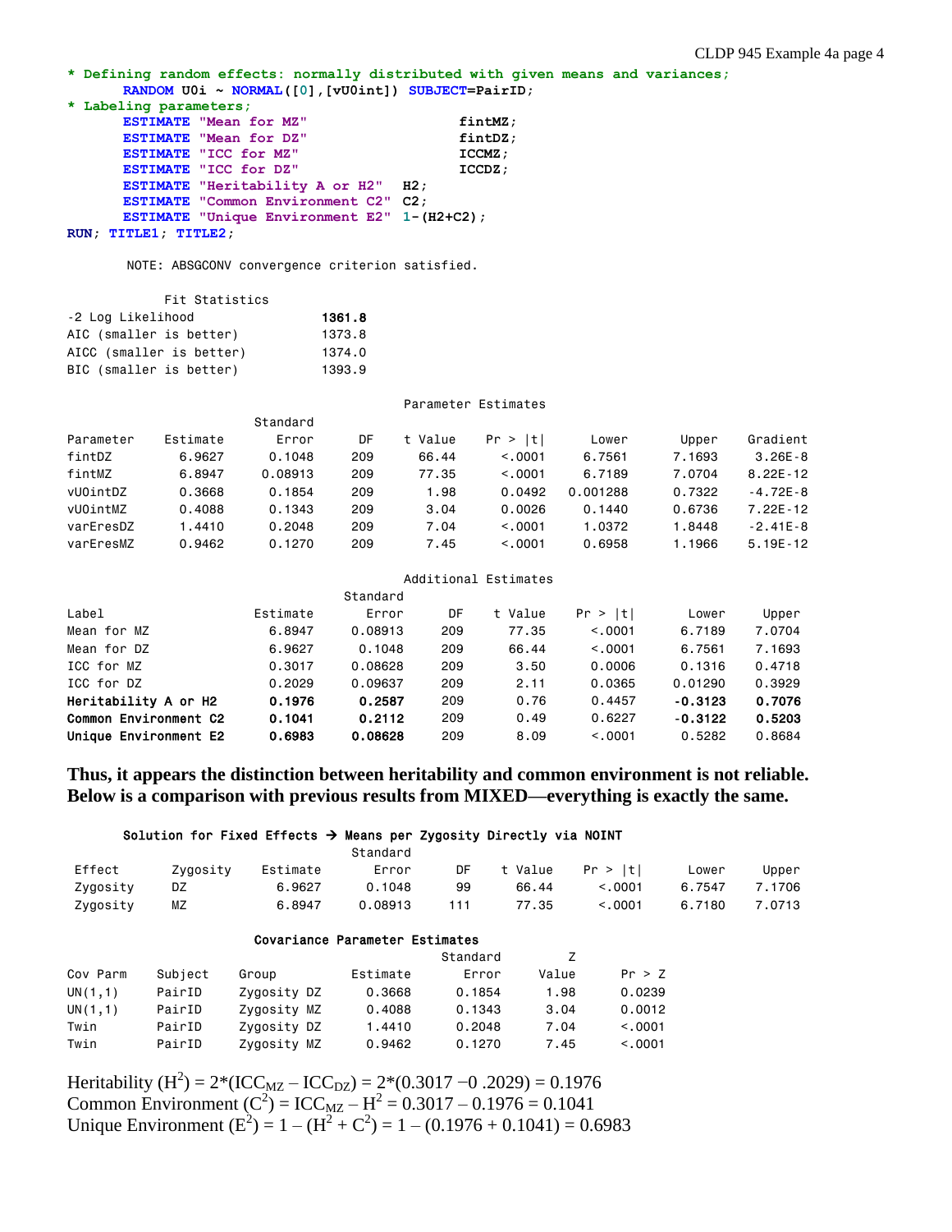```
* Defining random effects: normally distributed with given means and variances;
      RANDOM U0i ~ NORMAL([0],[vU0int]) SUBJECT=PairID;
* Labeling parameters;
      ESTIMATE "Mean for MZ"                fintMZ;
      ESTIMATE "Mean for DZ"                fintDZ;
      ESTIMATE "ICC for MZ"                 ICCMZ;
      ESTIMATE "ICC for DZ"                 ICCDZ;
      ESTIMATE "Heritability A or H2"   H2;
      ESTIMATE "Common Environment C2"  C2;
      ESTIMATE "Unique Environment E2"  1-(H2+C2);
RUN; TITLE1; TITLE2;
```

NOTE: ABSGCONV convergence criterion satisfied.

Fit Statistics

| | |
|---|---|
| -2 Log Likelihood | **1361.8** |
| AIC (smaller is better) | 1373.8 |
| AICC (smaller is better) | 1374.0 |
| BIC (smaller is better) | 1393.9 |

Parameter Estimates

| Parameter | Estimate | Standard Error | DF | t Value | Pr > \|t\| | Lower | Upper | Gradient |
|---|---|---|---|---|---|---|---|---|
| fintDZ | 6.9627 | 0.1048 | 209 | 66.44 | <.0001 | 6.7561 | 7.1693 | 3.26E-8 |
| fintMZ | 6.8947 | 0.08913 | 209 | 77.35 | <.0001 | 6.7189 | 7.0704 | 8.22E-12 |
| vU0intDZ | 0.3668 | 0.1854 | 209 | 1.98 | 0.0492 | 0.001288 | 0.7322 | -4.72E-8 |
| vU0intMZ | 0.4088 | 0.1343 | 209 | 3.04 | 0.0026 | 0.1440 | 0.6736 | 7.22E-12 |
| varEresDZ | 1.4410 | 0.2048 | 209 | 7.04 | <.0001 | 1.0372 | 1.8448 | -2.41E-8 |
| varEresMZ | 0.9462 | 0.1270 | 209 | 7.45 | <.0001 | 0.6958 | 1.1966 | 5.19E-12 |

Additional Estimates

| Label | Estimate | Standard Error | DF | t Value | Pr > \|t\| | Lower | Upper |
|---|---|---|---|---|---|---|---|
| Mean for MZ | 6.8947 | 0.08913 | 209 | 77.35 | <.0001 | 6.7189 | 7.0704 |
| Mean for DZ | 6.9627 | 0.1048 | 209 | 66.44 | <.0001 | 6.7561 | 7.1693 |
| ICC for MZ | 0.3017 | 0.08628 | 209 | 3.50 | 0.0006 | 0.1316 | 0.4718 |
| ICC for DZ | 0.2029 | 0.09637 | 209 | 2.11 | 0.0365 | 0.01290 | 0.3929 |
| **Heritability A or H2** | **0.1976** | **0.2587** | 209 | 0.76 | 0.4457 | **-0.3123** | **0.7076** |
| **Common Environment C2** | **0.1041** | **0.2112** | 209 | 0.49 | 0.6227 | **-0.3122** | **0.5203** |
| **Unique Environment E2** | **0.6983** | **0.08628** | 209 | 8.09 | <.0001 | 0.5282 | 0.8684 |

**Thus, it appears the distinction between heritability and common environment is not reliable. Below is a comparison with previous results from MIXED—everything is exactly the same.**

**Solution for Fixed Effects → Means per Zygosity Directly via NOINT**

| Effect | Zygosity | Estimate | Standard Error | DF | t Value | Pr > \|t\| | Lower | Upper |
|---|---|---|---|---|---|---|---|---|
| Zygosity | DZ | 6.9627 | 0.1048 | 99 | 66.44 | <.0001 | 6.7547 | 7.1706 |
| Zygosity | MZ | 6.8947 | 0.08913 | 111 | 77.35 | <.0001 | 6.7180 | 7.0713 |

**Covariance Parameter Estimates**

| Cov Parm | Subject | Group | Estimate | Standard Error | Z Value | Pr > Z |
|---|---|---|---|---|---|---|
| UN(1,1) | PairID | Zygosity DZ | 0.3668 | 0.1854 | 1.98 | 0.0239 |
| UN(1,1) | PairID | Zygosity MZ | 0.4088 | 0.1343 | 3.04 | 0.0012 |
| Twin | PairID | Zygosity DZ | 1.4410 | 0.2048 | 7.04 | <.0001 |
| Twin | PairID | Zygosity MZ | 0.9462 | 0.1270 | 7.45 | <.0001 |

Heritability ($H^2$) = $2*(ICC_{MZ} – ICC_{DZ}) = 2*(0.3017 – 0.2029) = 0.1976$

Common Environment ($C^2$) = $ICC_{MZ} – H^2 = 0.3017 – 0.1976 = 0.1041$

Unique Environment ($E^2$) = $1 – (H^2 + C^2) = 1 – (0.1976 + 0.1041) = 0.6983$